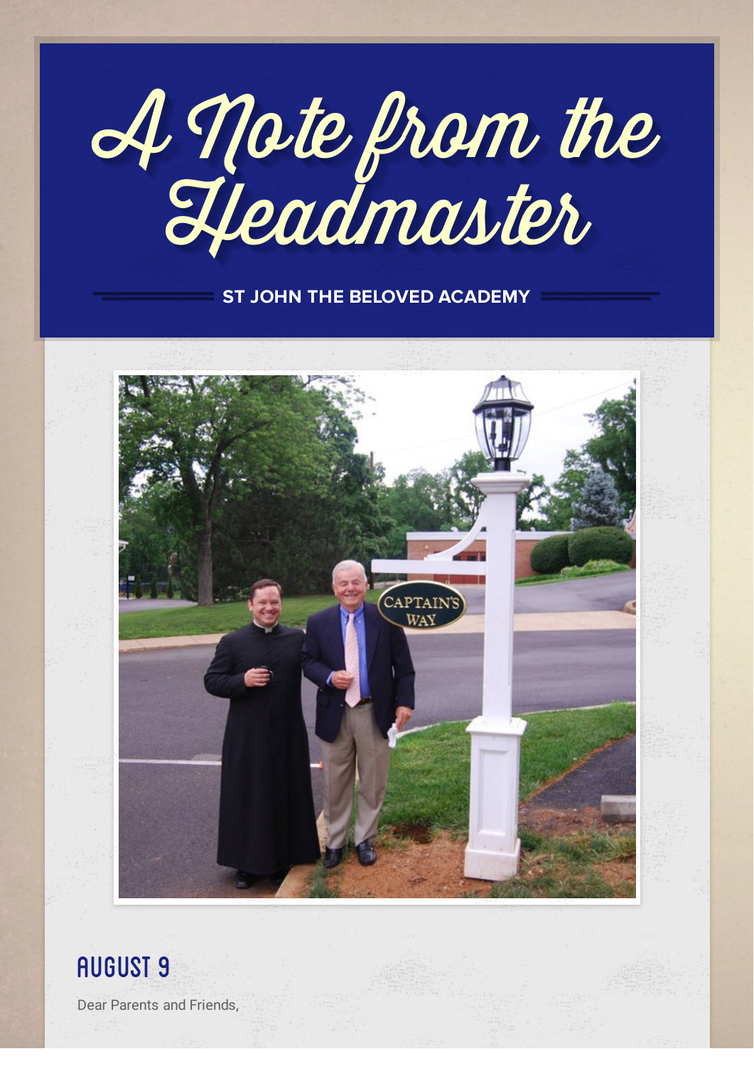# A Note from the Headmaster

ST JOHN THE BELOVED ACADEMY

## AUGUST 9

Dear Parents and Friends,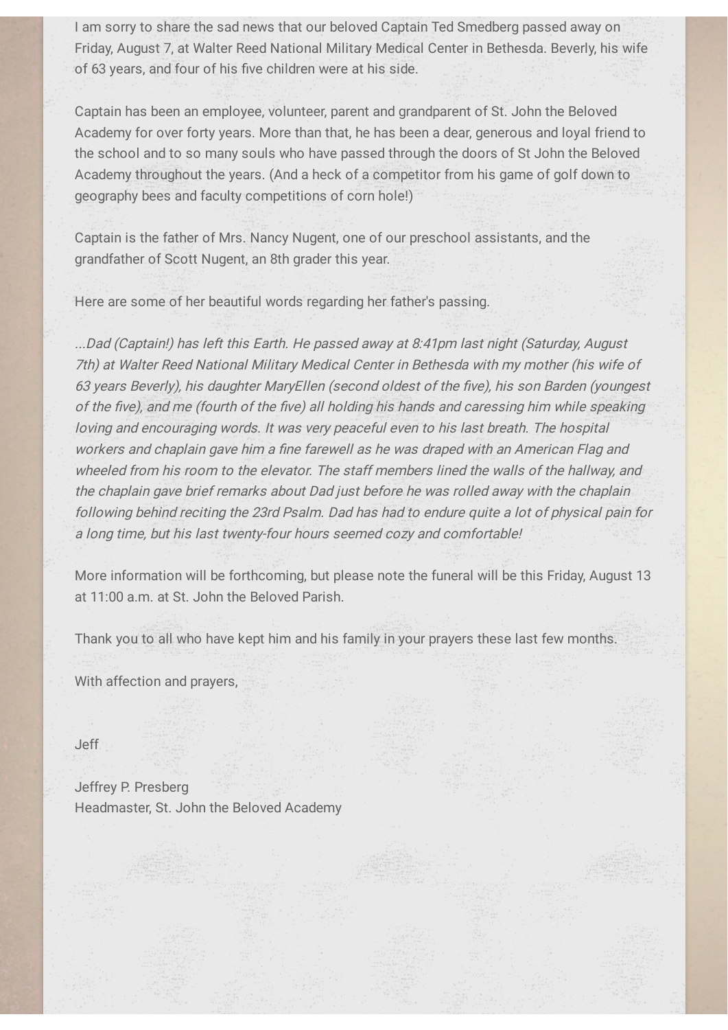I am sorry to share the sad news that our beloved Captain Ted Smedberg passed away on Friday, August 7, at Walter Reed National Military Medical Center in Bethesda. Beverly, his wife of 63 years, and four of his five children were at his side.

Captain has been an employee, volunteer, parent and grandparent of St. John the Beloved Academy for over forty years. More than that, he has been a dear, generous and loyal friend to the school and to so many souls who have passed through the doors of St John the Beloved Academy throughout the years. (And a heck of a competitor from his game of golf down to geography bees and faculty competitions of corn hole!)

Captain is the father of Mrs. Nancy Nugent, one of our preschool assistants, and the grandfather of Scott Nugent, an 8th grader this year.

Here are some of her beautiful words regarding her father's passing.

*...Dad (Captain!) has left this Earth. He passed away at 8:41pm last night (Saturday, August 7th) at Walter Reed National Military Medical Center in Bethesda with my mother (his wife of 63 years Beverly), his daughter MaryEllen (second oldest of the five), his son Barden (youngest of the five), and me (fourth of the five) all holding his hands and caressing him while speaking loving and encouraging words. It was very peaceful even to his last breath. The hospital workers and chaplain gave him a fine farewell as he was draped with an American Flag and wheeled from his room to the elevator. The staff members lined the walls of the hallway, and the chaplain gave brief remarks about Dad just before he was rolled away with the chaplain following behind reciting the 23rd Psalm. Dad has had to endure quite a lot of physical pain for a long time, but his last twenty-four hours seemed cozy and comfortable!*

More information will be forthcoming, but please note the funeral will be this Friday, August 13 at 11:00 a.m. at St. John the Beloved Parish.

Thank you to all who have kept him and his family in your prayers these last few months.

With affection and prayers,

Jeff

Jeffrey P. Presberg
Headmaster, St. John the Beloved Academy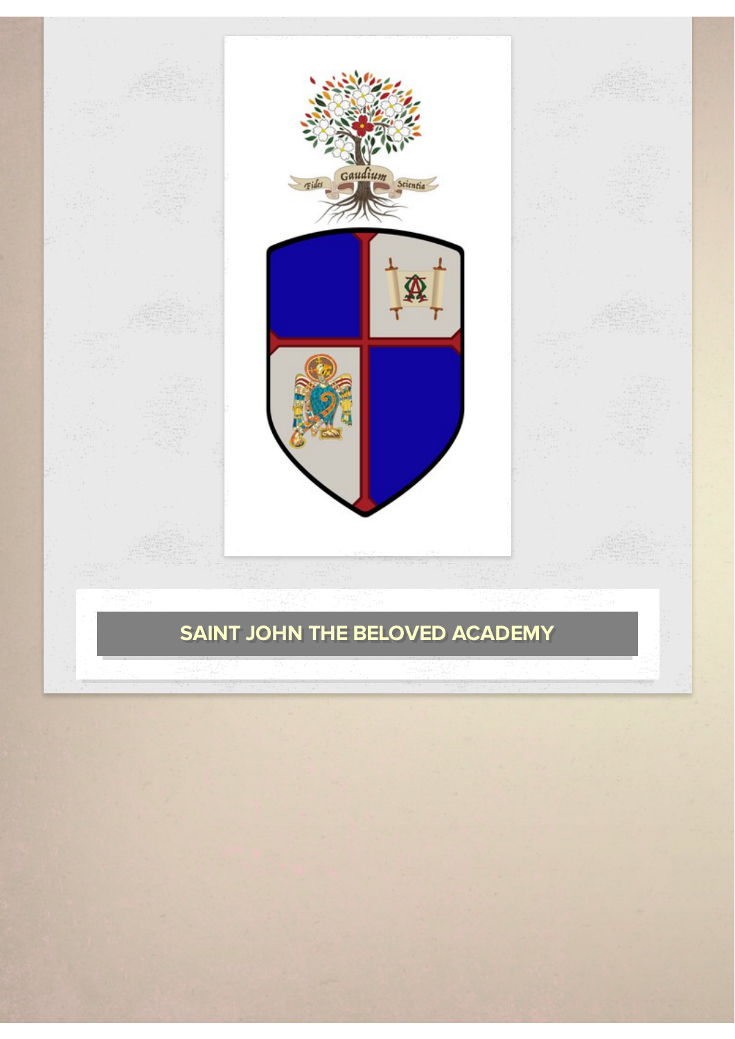SAINT JOHN THE BELOVED ACADEMY